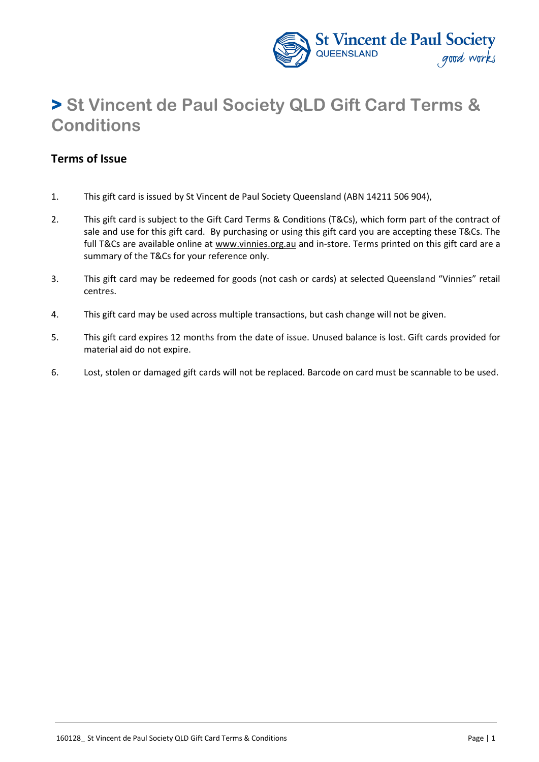# > St Vincent de Paul Society QLD Gift Card Terms & Conditions

## Terms of Issue

1. This gift card is issued by St Vincent de Paul Society Queensland (ABN 14211 506 904),

2. This gift card is subject to the Gift Card Terms & Conditions (T&Cs), which form part of the contract of sale and use for this gift card. By purchasing or using this gift card you are accepting these T&Cs. The full T&Cs are available online at www.vinnies.org.au and in-store. Terms printed on this gift card are a summary of the T&Cs for your reference only.

3. This gift card may be redeemed for goods (not cash or cards) at selected Queensland "Vinnies" retail centres.

4. This gift card may be used across multiple transactions, but cash change will not be given.

5. This gift card expires 12 months from the date of issue. Unused balance is lost. Gift cards provided for material aid do not expire.

6. Lost, stolen or damaged gift cards will not be replaced. Barcode on card must be scannable to be used.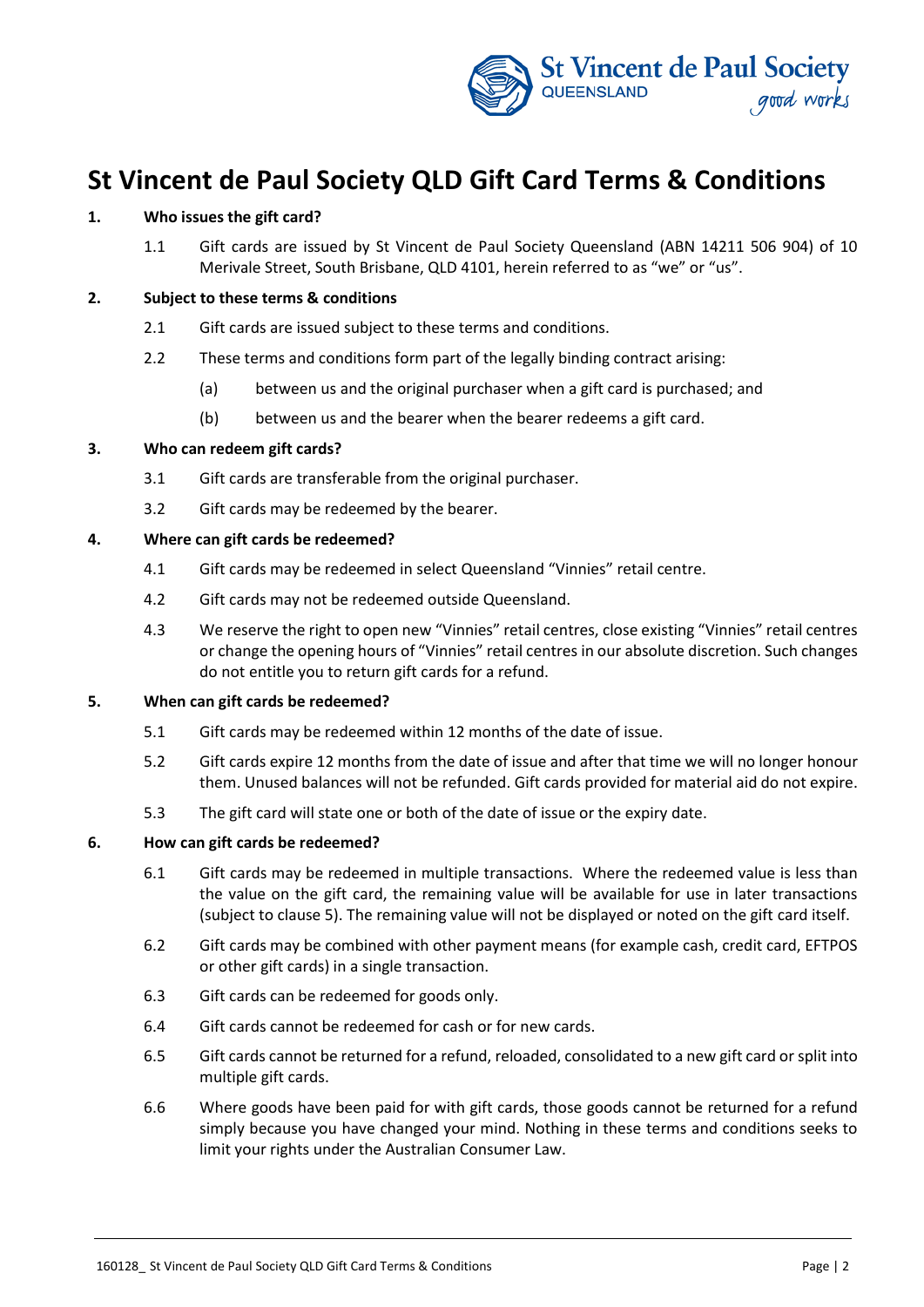# St Vincent de Paul Society QLD Gift Card Terms & Conditions

**1. Who issues the gift card?**

1.1 Gift cards are issued by St Vincent de Paul Society Queensland (ABN 14211 506 904) of 10 Merivale Street, South Brisbane, QLD 4101, herein referred to as "we" or "us".

**2. Subject to these terms & conditions**

2.1 Gift cards are issued subject to these terms and conditions.

2.2 These terms and conditions form part of the legally binding contract arising:

(a) between us and the original purchaser when a gift card is purchased; and

(b) between us and the bearer when the bearer redeems a gift card.

**3. Who can redeem gift cards?**

3.1 Gift cards are transferable from the original purchaser.

3.2 Gift cards may be redeemed by the bearer.

**4. Where can gift cards be redeemed?**

4.1 Gift cards may be redeemed in select Queensland "Vinnies" retail centre.

4.2 Gift cards may not be redeemed outside Queensland.

4.3 We reserve the right to open new "Vinnies" retail centres, close existing "Vinnies" retail centres or change the opening hours of "Vinnies" retail centres in our absolute discretion. Such changes do not entitle you to return gift cards for a refund.

**5. When can gift cards be redeemed?**

5.1 Gift cards may be redeemed within 12 months of the date of issue.

5.2 Gift cards expire 12 months from the date of issue and after that time we will no longer honour them. Unused balances will not be refunded. Gift cards provided for material aid do not expire.

5.3 The gift card will state one or both of the date of issue or the expiry date.

**6. How can gift cards be redeemed?**

6.1 Gift cards may be redeemed in multiple transactions. Where the redeemed value is less than the value on the gift card, the remaining value will be available for use in later transactions (subject to clause 5). The remaining value will not be displayed or noted on the gift card itself.

6.2 Gift cards may be combined with other payment means (for example cash, credit card, EFTPOS or other gift cards) in a single transaction.

6.3 Gift cards can be redeemed for goods only.

6.4 Gift cards cannot be redeemed for cash or for new cards.

6.5 Gift cards cannot be returned for a refund, reloaded, consolidated to a new gift card or split into multiple gift cards.

6.6 Where goods have been paid for with gift cards, those goods cannot be returned for a refund simply because you have changed your mind. Nothing in these terms and conditions seeks to limit your rights under the Australian Consumer Law.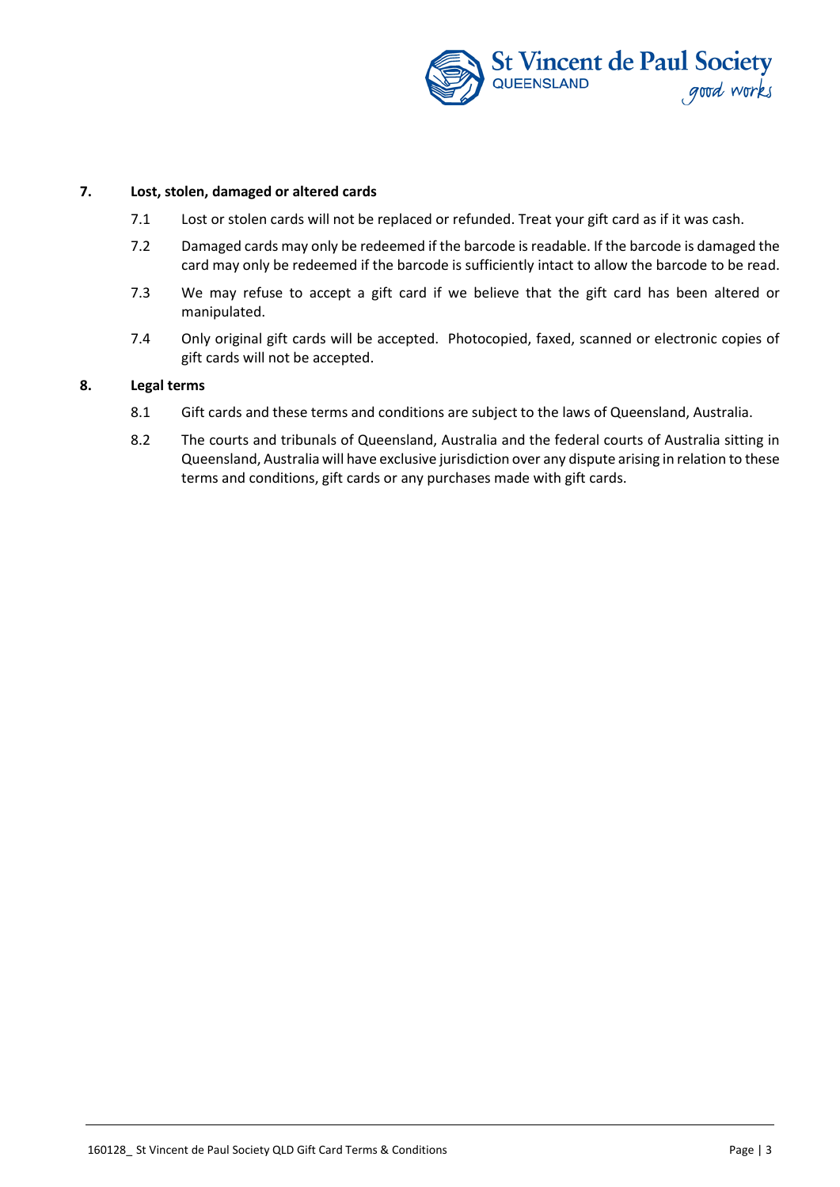## 7. Lost, stolen, damaged or altered cards

7.1 Lost or stolen cards will not be replaced or refunded. Treat your gift card as if it was cash.

7.2 Damaged cards may only be redeemed if the barcode is readable. If the barcode is damaged the card may only be redeemed if the barcode is sufficiently intact to allow the barcode to be read.

7.3 We may refuse to accept a gift card if we believe that the gift card has been altered or manipulated.

7.4 Only original gift cards will be accepted. Photocopied, faxed, scanned or electronic copies of gift cards will not be accepted.

## 8. Legal terms

8.1 Gift cards and these terms and conditions are subject to the laws of Queensland, Australia.

8.2 The courts and tribunals of Queensland, Australia and the federal courts of Australia sitting in Queensland, Australia will have exclusive jurisdiction over any dispute arising in relation to these terms and conditions, gift cards or any purchases made with gift cards.